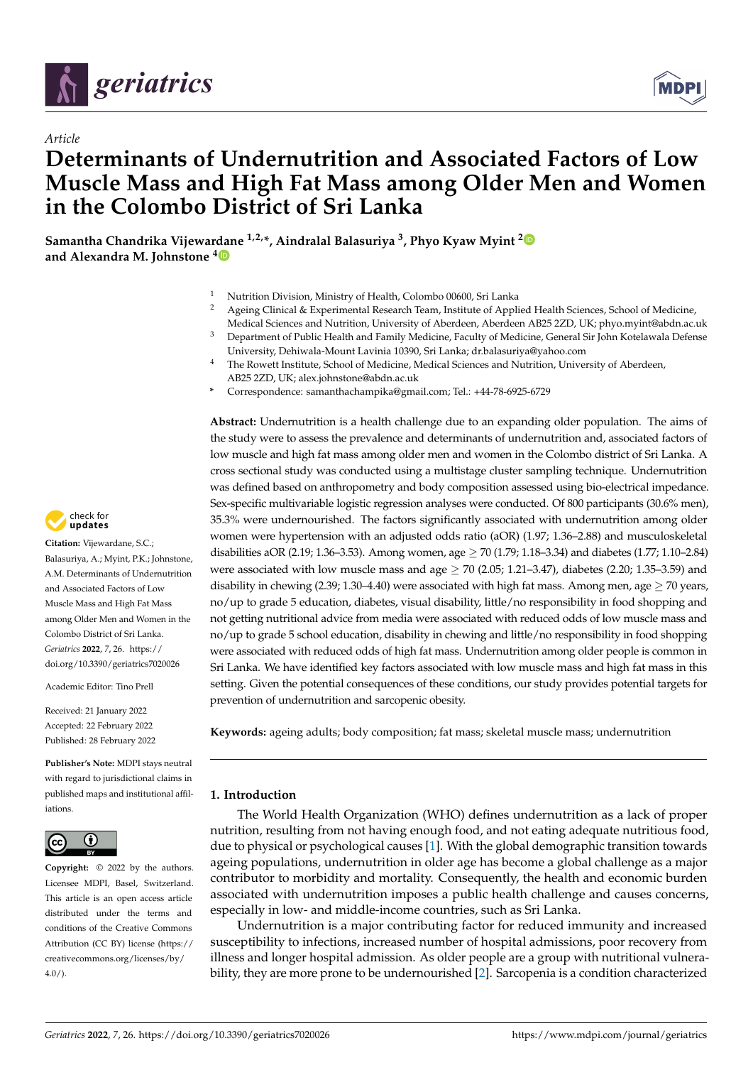*Article*

# Determinants of Undernutrition and Associated Factors of Low Muscle Mass and High Fat Mass among Older Men and Women in the Colombo District of Sri Lanka

**Samantha Chandrika Vijewardane [1,2,*], Aindralal Balasuriya [3], Phyo Kyaw Myint [2] and Alexandra M. Johnstone [4]**

[1] Nutrition Division, Ministry of Health, Colombo 00600, Sri Lanka

[2] Ageing Clinical & Experimental Research Team, Institute of Applied Health Sciences, School of Medicine, Medical Sciences and Nutrition, University of Aberdeen, Aberdeen AB25 2ZD, UK; phyo.myint@abdn.ac.uk

[3] Department of Public Health and Family Medicine, Faculty of Medicine, General Sir John Kotelawala Defense University, Dehiwala-Mount Lavinia 10390, Sri Lanka; dr.balasuriya@yahoo.com

[4] The Rowett Institute, School of Medicine, Medical Sciences and Nutrition, University of Aberdeen, AB25 2ZD, UK; alex.johnstone@abdn.ac.uk

\* Correspondence: samanthachampika@gmail.com; Tel.: +44-78-6925-6729

**Citation:** Vijewardane, S.C.; Balasuriya, A.; Myint, P.K.; Johnstone, A.M. Determinants of Undernutrition and Associated Factors of Low Muscle Mass and High Fat Mass among Older Men and Women in the Colombo District of Sri Lanka. *Geriatrics* **2022**, *7*, 26. https://doi.org/10.3390/geriatrics7020026

Academic Editor: Tino Prell

Received: 21 January 2022
Accepted: 22 February 2022
Published: 28 February 2022

**Publisher's Note:** MDPI stays neutral with regard to jurisdictional claims in published maps and institutional affiliations.

**Copyright:** © 2022 by the authors. Licensee MDPI, Basel, Switzerland. This article is an open access article distributed under the terms and conditions of the Creative Commons Attribution (CC BY) license (https://creativecommons.org/licenses/by/4.0/).

**Abstract:** Undernutrition is a health challenge due to an expanding older population. The aims of the study were to assess the prevalence and determinants of undernutrition and, associated factors of low muscle and high fat mass among older men and women in the Colombo district of Sri Lanka. A cross sectional study was conducted using a multistage cluster sampling technique. Undernutrition was defined based on anthropometry and body composition assessed using bio-electrical impedance. Sex-specific multivariable logistic regression analyses were conducted. Of 800 participants (30.6% men), 35.3% were undernourished. The factors significantly associated with undernutrition among older women were hypertension with an adjusted odds ratio (aOR) (1.97; 1.36–2.88) and musculoskeletal disabilities aOR (2.19; 1.36–3.53). Among women, age $\geq$ 70 (1.79; 1.18–3.34) and diabetes (1.77; 1.10–2.84) were associated with low muscle mass and age $\geq$ 70 (2.05; 1.21–3.47), diabetes (2.20; 1.35–3.59) and disability in chewing (2.39; 1.30–4.40) were associated with high fat mass. Among men, age $\geq$ 70 years, no/up to grade 5 education, diabetes, visual disability, little/no responsibility in food shopping and not getting nutritional advice from media were associated with reduced odds of low muscle mass and no/up to grade 5 school education, disability in chewing and little/no responsibility in food shopping were associated with reduced odds of high fat mass. Undernutrition among older people is common in Sri Lanka. We have identified key factors associated with low muscle mass and high fat mass in this setting. Given the potential consequences of these conditions, our study provides potential targets for prevention of undernutrition and sarcopenic obesity.

**Keywords:** ageing adults; body composition; fat mass; skeletal muscle mass; undernutrition

## 1. Introduction

The World Health Organization (WHO) defines undernutrition as a lack of proper nutrition, resulting from not having enough food, and not eating adequate nutritious food, due to physical or psychological causes [1]. With the global demographic transition towards ageing populations, undernutrition in older age has become a global challenge as a major contributor to morbidity and mortality. Consequently, the health and economic burden associated with undernutrition imposes a public health challenge and causes concerns, especially in low- and middle-income countries, such as Sri Lanka.

Undernutrition is a major contributing factor for reduced immunity and increased susceptibility to infections, increased number of hospital admissions, poor recovery from illness and longer hospital admission. As older people are a group with nutritional vulnerability, they are more prone to be undernourished [2]. Sarcopenia is a condition characterized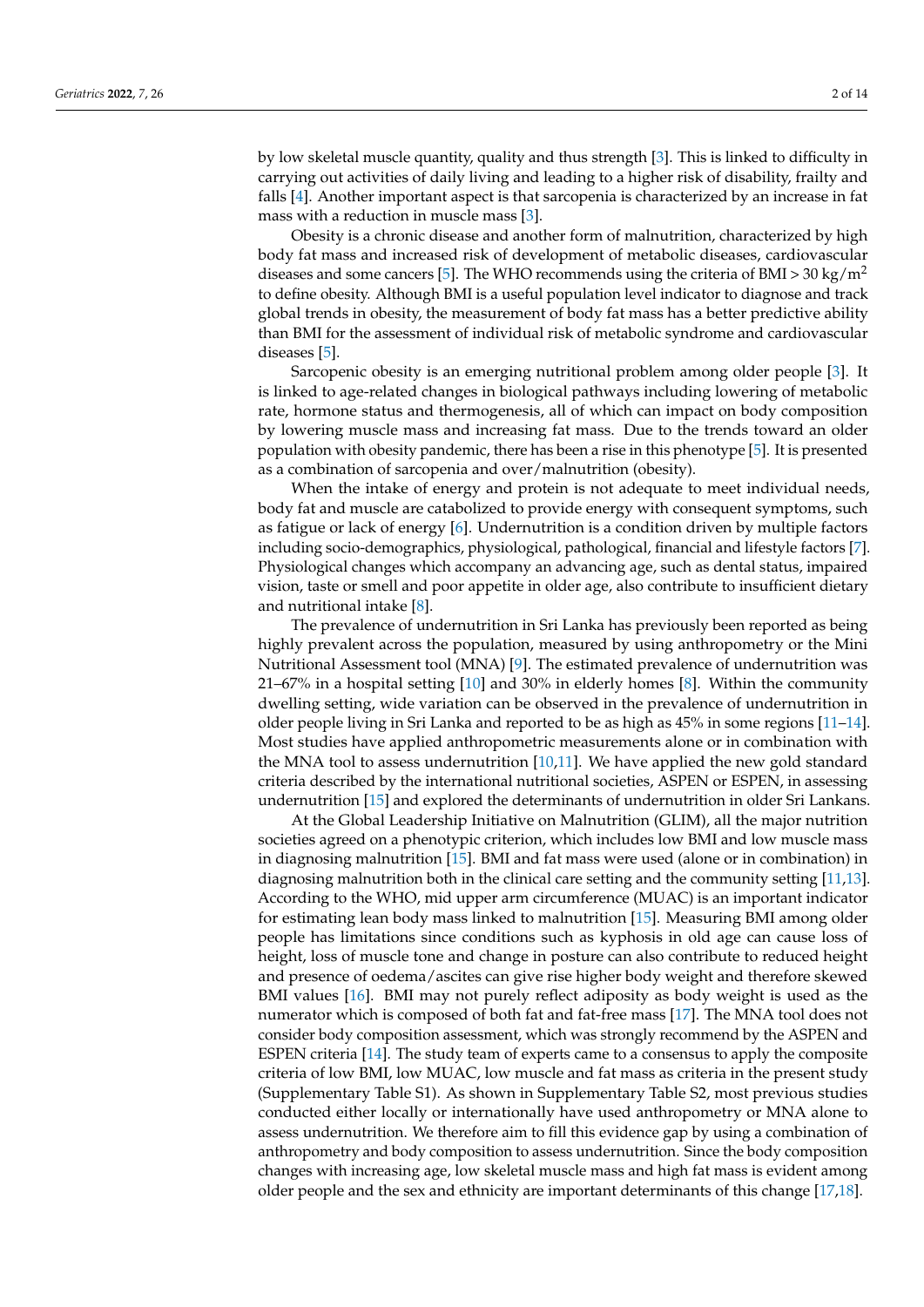by low skeletal muscle quantity, quality and thus strength [3]. This is linked to difficulty in carrying out activities of daily living and leading to a higher risk of disability, frailty and falls [4]. Another important aspect is that sarcopenia is characterized by an increase in fat mass with a reduction in muscle mass [3].

Obesity is a chronic disease and another form of malnutrition, characterized by high body fat mass and increased risk of development of metabolic diseases, cardiovascular diseases and some cancers [5]. The WHO recommends using the criteria of BMI > 30 kg/m$^2$ to define obesity. Although BMI is a useful population level indicator to diagnose and track global trends in obesity, the measurement of body fat mass has a better predictive ability than BMI for the assessment of individual risk of metabolic syndrome and cardiovascular diseases [5].

Sarcopenic obesity is an emerging nutritional problem among older people [3]. It is linked to age-related changes in biological pathways including lowering of metabolic rate, hormone status and thermogenesis, all of which can impact on body composition by lowering muscle mass and increasing fat mass. Due to the trends toward an older population with obesity pandemic, there has been a rise in this phenotype [5]. It is presented as a combination of sarcopenia and over/malnutrition (obesity).

When the intake of energy and protein is not adequate to meet individual needs, body fat and muscle are catabolized to provide energy with consequent symptoms, such as fatigue or lack of energy [6]. Undernutrition is a condition driven by multiple factors including socio-demographics, physiological, pathological, financial and lifestyle factors [7]. Physiological changes which accompany an advancing age, such as dental status, impaired vision, taste or smell and poor appetite in older age, also contribute to insufficient dietary and nutritional intake [8].

The prevalence of undernutrition in Sri Lanka has previously been reported as being highly prevalent across the population, measured by using anthropometry or the Mini Nutritional Assessment tool (MNA) [9]. The estimated prevalence of undernutrition was 21–67% in a hospital setting [10] and 30% in elderly homes [8]. Within the community dwelling setting, wide variation can be observed in the prevalence of undernutrition in older people living in Sri Lanka and reported to be as high as 45% in some regions [11–14]. Most studies have applied anthropometric measurements alone or in combination with the MNA tool to assess undernutrition [10,11]. We have applied the new gold standard criteria described by the international nutritional societies, ASPEN or ESPEN, in assessing undernutrition [15] and explored the determinants of undernutrition in older Sri Lankans.

At the Global Leadership Initiative on Malnutrition (GLIM), all the major nutrition societies agreed on a phenotypic criterion, which includes low BMI and low muscle mass in diagnosing malnutrition [15]. BMI and fat mass were used (alone or in combination) in diagnosing malnutrition both in the clinical care setting and the community setting [11,13]. According to the WHO, mid upper arm circumference (MUAC) is an important indicator for estimating lean body mass linked to malnutrition [15]. Measuring BMI among older people has limitations since conditions such as kyphosis in old age can cause loss of height, loss of muscle tone and change in posture can also contribute to reduced height and presence of oedema/ascites can give rise higher body weight and therefore skewed BMI values [16]. BMI may not purely reflect adiposity as body weight is used as the numerator which is composed of both fat and fat-free mass [17]. The MNA tool does not consider body composition assessment, which was strongly recommend by the ASPEN and ESPEN criteria [14]. The study team of experts came to a consensus to apply the composite criteria of low BMI, low MUAC, low muscle and fat mass as criteria in the present study (Supplementary Table S1). As shown in Supplementary Table S2, most previous studies conducted either locally or internationally have used anthropometry or MNA alone to assess undernutrition. We therefore aim to fill this evidence gap by using a combination of anthropometry and body composition to assess undernutrition. Since the body composition changes with increasing age, low skeletal muscle mass and high fat mass is evident among older people and the sex and ethnicity are important determinants of this change [17,18].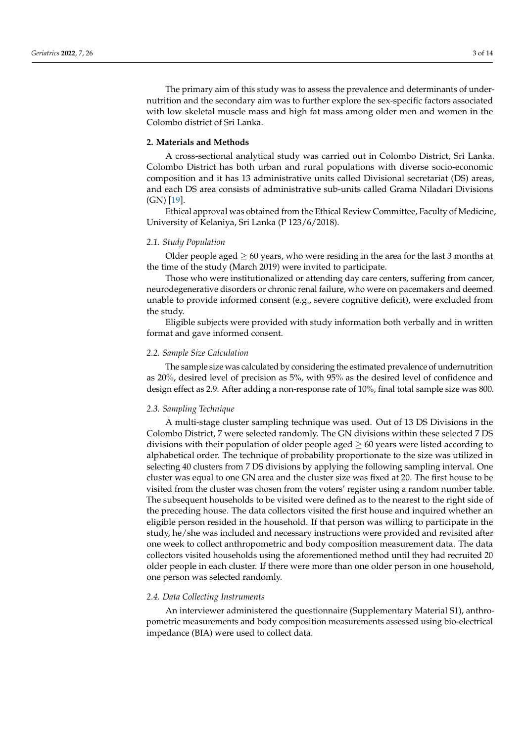The primary aim of this study was to assess the prevalence and determinants of undernutrition and the secondary aim was to further explore the sex-specific factors associated with low skeletal muscle mass and high fat mass among older men and women in the Colombo district of Sri Lanka.

## 2. Materials and Methods

A cross-sectional analytical study was carried out in Colombo District, Sri Lanka. Colombo District has both urban and rural populations with diverse socio-economic composition and it has 13 administrative units called Divisional secretariat (DS) areas, and each DS area consists of administrative sub-units called Grama Niladari Divisions (GN) [19].

Ethical approval was obtained from the Ethical Review Committee, Faculty of Medicine, University of Kelaniya, Sri Lanka (P 123/6/2018).

### *2.1. Study Population*

Older people aged $\geq 60$ years, who were residing in the area for the last 3 months at the time of the study (March 2019) were invited to participate.

Those who were institutionalized or attending day care centers, suffering from cancer, neurodegenerative disorders or chronic renal failure, who were on pacemakers and deemed unable to provide informed consent (e.g., severe cognitive deficit), were excluded from the study.

Eligible subjects were provided with study information both verbally and in written format and gave informed consent.

### *2.2. Sample Size Calculation*

The sample size was calculated by considering the estimated prevalence of undernutrition as 20%, desired level of precision as 5%, with 95% as the desired level of confidence and design effect as 2.9. After adding a non-response rate of 10%, final total sample size was 800.

### *2.3. Sampling Technique*

A multi-stage cluster sampling technique was used. Out of 13 DS Divisions in the Colombo District, 7 were selected randomly. The GN divisions within these selected 7 DS divisions with their population of older people aged $\geq 60$ years were listed according to alphabetical order. The technique of probability proportionate to the size was utilized in selecting 40 clusters from 7 DS divisions by applying the following sampling interval. One cluster was equal to one GN area and the cluster size was fixed at 20. The first house to be visited from the cluster was chosen from the voters' register using a random number table. The subsequent households to be visited were defined as to the nearest to the right side of the preceding house. The data collectors visited the first house and inquired whether an eligible person resided in the household. If that person was willing to participate in the study, he/she was included and necessary instructions were provided and revisited after one week to collect anthropometric and body composition measurement data. The data collectors visited households using the aforementioned method until they had recruited 20 older people in each cluster. If there were more than one older person in one household, one person was selected randomly.

### *2.4. Data Collecting Instruments*

An interviewer administered the questionnaire (Supplementary Material S1), anthropometric measurements and body composition measurements assessed using bio-electrical impedance (BIA) were used to collect data.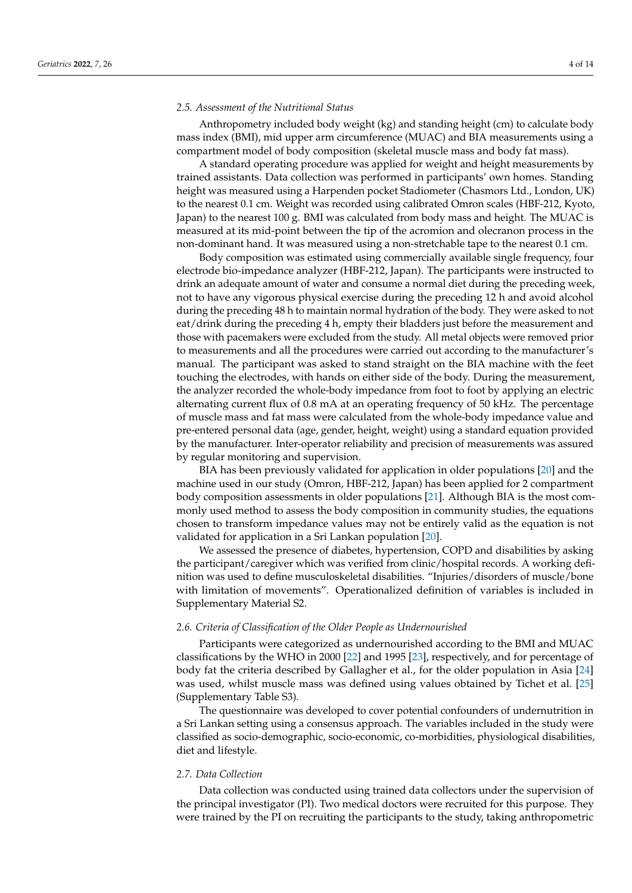### 2.5. Assessment of the Nutritional Status

Anthropometry included body weight (kg) and standing height (cm) to calculate body mass index (BMI), mid upper arm circumference (MUAC) and BIA measurements using a compartment model of body composition (skeletal muscle mass and body fat mass).

A standard operating procedure was applied for weight and height measurements by trained assistants. Data collection was performed in participants' own homes. Standing height was measured using a Harpenden pocket Stadiometer (Chasmors Ltd., London, UK) to the nearest 0.1 cm. Weight was recorded using calibrated Omron scales (HBF-212, Kyoto, Japan) to the nearest 100 g. BMI was calculated from body mass and height. The MUAC is measured at its mid-point between the tip of the acromion and olecranon process in the non-dominant hand. It was measured using a non-stretchable tape to the nearest 0.1 cm.

Body composition was estimated using commercially available single frequency, four electrode bio-impedance analyzer (HBF-212, Japan). The participants were instructed to drink an adequate amount of water and consume a normal diet during the preceding week, not to have any vigorous physical exercise during the preceding 12 h and avoid alcohol during the preceding 48 h to maintain normal hydration of the body. They were asked to not eat/drink during the preceding 4 h, empty their bladders just before the measurement and those with pacemakers were excluded from the study. All metal objects were removed prior to measurements and all the procedures were carried out according to the manufacturer's manual. The participant was asked to stand straight on the BIA machine with the feet touching the electrodes, with hands on either side of the body. During the measurement, the analyzer recorded the whole-body impedance from foot to foot by applying an electric alternating current flux of 0.8 mA at an operating frequency of 50 kHz. The percentage of muscle mass and fat mass were calculated from the whole-body impedance value and pre-entered personal data (age, gender, height, weight) using a standard equation provided by the manufacturer. Inter-operator reliability and precision of measurements was assured by regular monitoring and supervision.

BIA has been previously validated for application in older populations [20] and the machine used in our study (Omron, HBF-212, Japan) has been applied for 2 compartment body composition assessments in older populations [21]. Although BIA is the most commonly used method to assess the body composition in community studies, the equations chosen to transform impedance values may not be entirely valid as the equation is not validated for application in a Sri Lankan population [20].

We assessed the presence of diabetes, hypertension, COPD and disabilities by asking the participant/caregiver which was verified from clinic/hospital records. A working definition was used to define musculoskeletal disabilities. "Injuries/disorders of muscle/bone with limitation of movements". Operationalized definition of variables is included in Supplementary Material S2.

### 2.6. Criteria of Classification of the Older People as Undernourished

Participants were categorized as undernourished according to the BMI and MUAC classifications by the WHO in 2000 [22] and 1995 [23], respectively, and for percentage of body fat the criteria described by Gallagher et al., for the older population in Asia [24] was used, whilst muscle mass was defined using values obtained by Tichet et al. [25] (Supplementary Table S3).

The questionnaire was developed to cover potential confounders of undernutrition in a Sri Lankan setting using a consensus approach. The variables included in the study were classified as socio-demographic, socio-economic, co-morbidities, physiological disabilities, diet and lifestyle.

### 2.7. Data Collection

Data collection was conducted using trained data collectors under the supervision of the principal investigator (PI). Two medical doctors were recruited for this purpose. They were trained by the PI on recruiting the participants to the study, taking anthropometric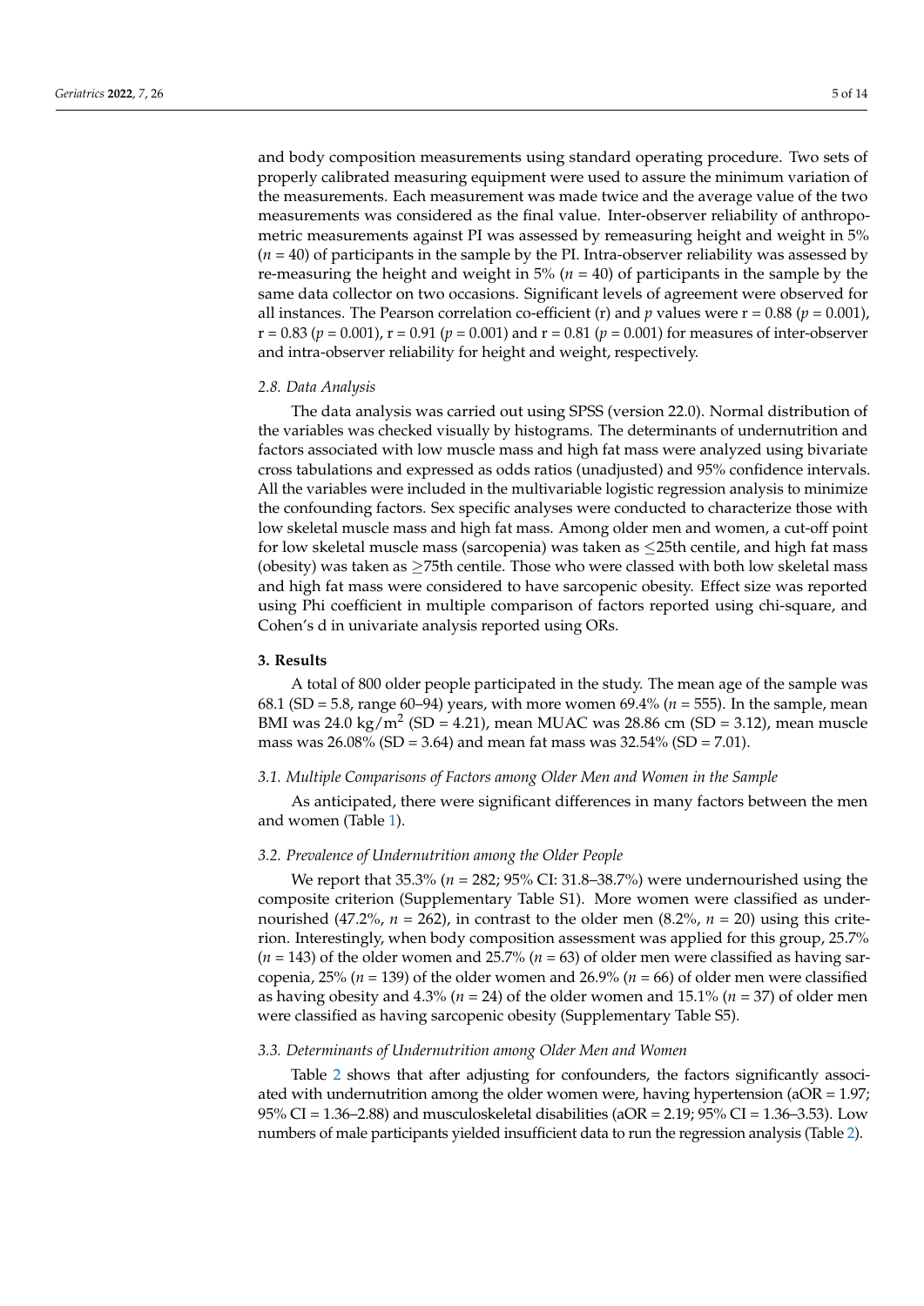and body composition measurements using standard operating procedure. Two sets of properly calibrated measuring equipment were used to assure the minimum variation of the measurements. Each measurement was made twice and the average value of the two measurements was considered as the final value. Inter-observer reliability of anthropometric measurements against PI was assessed by remeasuring height and weight in 5% ($n$ = 40) of participants in the sample by the PI. Intra-observer reliability was assessed by re-measuring the height and weight in 5% ($n$ = 40) of participants in the sample by the same data collector on two occasions. Significant levels of agreement were observed for all instances. The Pearson correlation co-efficient (r) and $p$ values were r = 0.88 ($p$ = 0.001), r = 0.83 ($p$ = 0.001), r = 0.91 ($p$ = 0.001) and r = 0.81 ($p$ = 0.001) for measures of inter-observer and intra-observer reliability for height and weight, respectively.

### *2.8. Data Analysis*

The data analysis was carried out using SPSS (version 22.0). Normal distribution of the variables was checked visually by histograms. The determinants of undernutrition and factors associated with low muscle mass and high fat mass were analyzed using bivariate cross tabulations and expressed as odds ratios (unadjusted) and 95% confidence intervals. All the variables were included in the multivariable logistic regression analysis to minimize the confounding factors. Sex specific analyses were conducted to characterize those with low skeletal muscle mass and high fat mass. Among older men and women, a cut-off point for low skeletal muscle mass (sarcopenia) was taken as $\leq$25th centile, and high fat mass (obesity) was taken as $\geq$75th centile. Those who were classed with both low skeletal mass and high fat mass were considered to have sarcopenic obesity. Effect size was reported using Phi coefficient in multiple comparison of factors reported using chi-square, and Cohen's d in univariate analysis reported using ORs.

## **3. Results**

A total of 800 older people participated in the study. The mean age of the sample was 68.1 (SD = 5.8, range 60–94) years, with more women 69.4% ($n$ = 555). In the sample, mean BMI was 24.0 kg/m$^2$ (SD = 4.21), mean MUAC was 28.86 cm (SD = 3.12), mean muscle mass was 26.08% (SD = 3.64) and mean fat mass was 32.54% (SD = 7.01).

### *3.1. Multiple Comparisons of Factors among Older Men and Women in the Sample*

As anticipated, there were significant differences in many factors between the men and women (Table 1).

### *3.2. Prevalence of Undernutrition among the Older People*

We report that 35.3% ($n$ = 282; 95% CI: 31.8–38.7%) were undernourished using the composite criterion (Supplementary Table S1). More women were classified as undernourished (47.2%, $n$ = 262), in contrast to the older men (8.2%, $n$ = 20) using this criterion. Interestingly, when body composition assessment was applied for this group, 25.7% ($n$ = 143) of the older women and 25.7% ($n$ = 63) of older men were classified as having sarcopenia, 25% ($n$ = 139) of the older women and 26.9% ($n$ = 66) of older men were classified as having obesity and 4.3% ($n$ = 24) of the older women and 15.1% ($n$ = 37) of older men were classified as having sarcopenic obesity (Supplementary Table S5).

### *3.3. Determinants of Undernutrition among Older Men and Women*

Table 2 shows that after adjusting for confounders, the factors significantly associated with undernutrition among the older women were, having hypertension (aOR = 1.97; 95% CI = 1.36–2.88) and musculoskeletal disabilities (aOR = 2.19; 95% CI = 1.36–3.53). Low numbers of male participants yielded insufficient data to run the regression analysis (Table 2).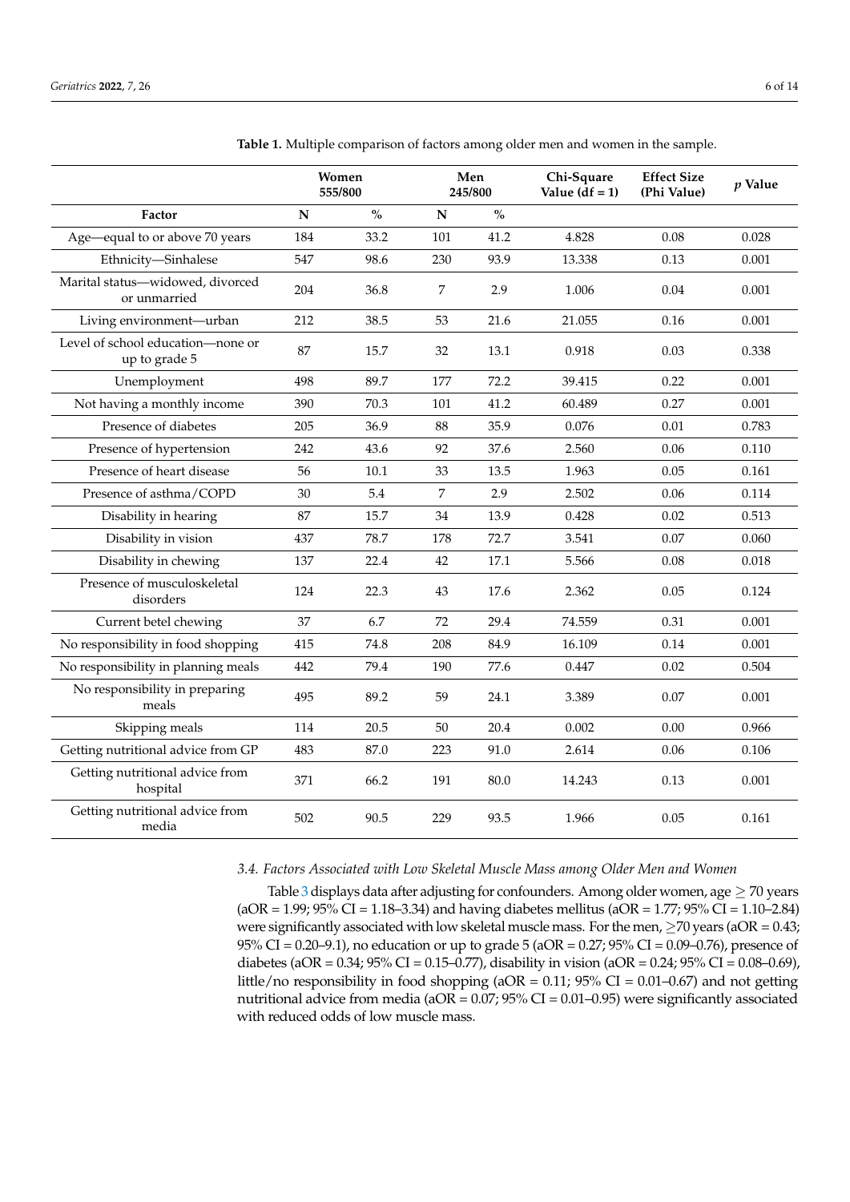**Table 1.** Multiple comparison of factors among older men and women in the sample.

| | Women 555/800 | | Men 245/800 | | Chi-Square Value (df = 1) | Effect Size (Phi Value) | $p$ Value |
|---|---|---|---|---|---|---|---|
| **Factor** | **N** | **%** | **N** | **%** | | | |
| Age—equal to or above 70 years | 184 | 33.2 | 101 | 41.2 | 4.828 | 0.08 | 0.028 |
| Ethnicity—Sinhalese | 547 | 98.6 | 230 | 93.9 | 13.338 | 0.13 | 0.001 |
| Marital status—widowed, divorced or unmarried | 204 | 36.8 | 7 | 2.9 | 1.006 | 0.04 | 0.001 |
| Living environment—urban | 212 | 38.5 | 53 | 21.6 | 21.055 | 0.16 | 0.001 |
| Level of school education—none or up to grade 5 | 87 | 15.7 | 32 | 13.1 | 0.918 | 0.03 | 0.338 |
| Unemployment | 498 | 89.7 | 177 | 72.2 | 39.415 | 0.22 | 0.001 |
| Not having a monthly income | 390 | 70.3 | 101 | 41.2 | 60.489 | 0.27 | 0.001 |
| Presence of diabetes | 205 | 36.9 | 88 | 35.9 | 0.076 | 0.01 | 0.783 |
| Presence of hypertension | 242 | 43.6 | 92 | 37.6 | 2.560 | 0.06 | 0.110 |
| Presence of heart disease | 56 | 10.1 | 33 | 13.5 | 1.963 | 0.05 | 0.161 |
| Presence of asthma/COPD | 30 | 5.4 | 7 | 2.9 | 2.502 | 0.06 | 0.114 |
| Disability in hearing | 87 | 15.7 | 34 | 13.9 | 0.428 | 0.02 | 0.513 |
| Disability in vision | 437 | 78.7 | 178 | 72.7 | 3.541 | 0.07 | 0.060 |
| Disability in chewing | 137 | 22.4 | 42 | 17.1 | 5.566 | 0.08 | 0.018 |
| Presence of musculoskeletal disorders | 124 | 22.3 | 43 | 17.6 | 2.362 | 0.05 | 0.124 |
| Current betel chewing | 37 | 6.7 | 72 | 29.4 | 74.559 | 0.31 | 0.001 |
| No responsibility in food shopping | 415 | 74.8 | 208 | 84.9 | 16.109 | 0.14 | 0.001 |
| No responsibility in planning meals | 442 | 79.4 | 190 | 77.6 | 0.447 | 0.02 | 0.504 |
| No responsibility in preparing meals | 495 | 89.2 | 59 | 24.1 | 3.389 | 0.07 | 0.001 |
| Skipping meals | 114 | 20.5 | 50 | 20.4 | 0.002 | 0.00 | 0.966 |
| Getting nutritional advice from GP | 483 | 87.0 | 223 | 91.0 | 2.614 | 0.06 | 0.106 |
| Getting nutritional advice from hospital | 371 | 66.2 | 191 | 80.0 | 14.243 | 0.13 | 0.001 |
| Getting nutritional advice from media | 502 | 90.5 | 229 | 93.5 | 1.966 | 0.05 | 0.161 |

### *3.4. Factors Associated with Low Skeletal Muscle Mass among Older Men and Women*

Table 3 displays data after adjusting for confounders. Among older women, age $\geq$ 70 years (aOR = 1.99; 95% CI = 1.18–3.34) and having diabetes mellitus (aOR = 1.77; 95% CI = 1.10–2.84) were significantly associated with low skeletal muscle mass. For the men, $\geq$70 years (aOR = 0.43; 95% CI = 0.20–9.1), no education or up to grade 5 (aOR = 0.27; 95% CI = 0.09–0.76), presence of diabetes (aOR = 0.34; 95% CI = 0.15–0.77), disability in vision (aOR = 0.24; 95% CI = 0.08–0.69), little/no responsibility in food shopping (aOR = 0.11; 95% CI = 0.01–0.67) and not getting nutritional advice from media (aOR = 0.07; 95% CI = 0.01–0.95) were significantly associated with reduced odds of low muscle mass.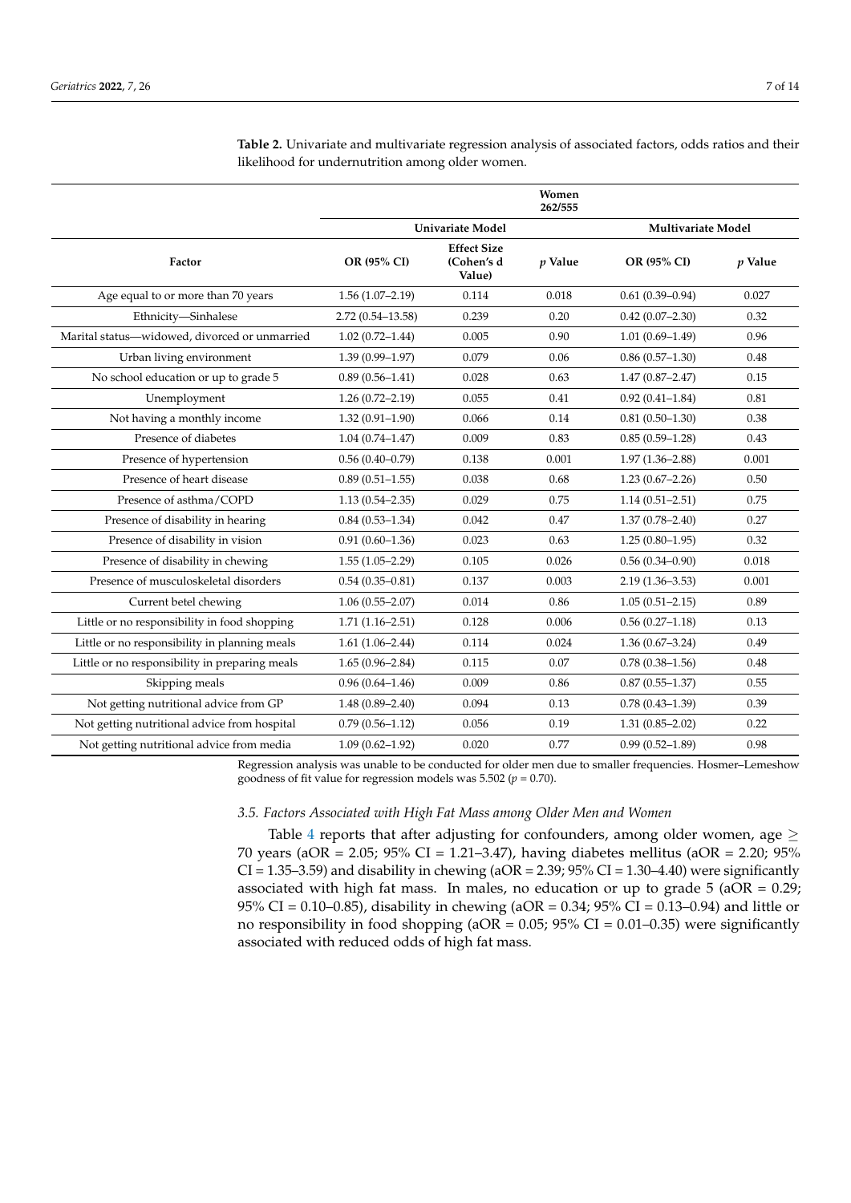**Table 2.** Univariate and multivariate regression analysis of associated factors, odds ratios and their likelihood for undernutrition among older women.

| | Women 262/555 | | | | |
|---|---|---|---|---|---|
| | Univariate Model | | | Multivariate Model | |
| Factor | OR (95% CI) | Effect Size (Cohen's d Value) | $p$ Value | OR (95% CI) | $p$ Value |
| Age equal to or more than 70 years | 1.56 (1.07–2.19) | 0.114 | 0.018 | 0.61 (0.39–0.94) | 0.027 |
| Ethnicity—Sinhalese | 2.72 (0.54–13.58) | 0.239 | 0.20 | 0.42 (0.07–2.30) | 0.32 |
| Marital status—widowed, divorced or unmarried | 1.02 (0.72–1.44) | 0.005 | 0.90 | 1.01 (0.69–1.49) | 0.96 |
| Urban living environment | 1.39 (0.99–1.97) | 0.079 | 0.06 | 0.86 (0.57–1.30) | 0.48 |
| No school education or up to grade 5 | 0.89 (0.56–1.41) | 0.028 | 0.63 | 1.47 (0.87–2.47) | 0.15 |
| Unemployment | 1.26 (0.72–2.19) | 0.055 | 0.41 | 0.92 (0.41–1.84) | 0.81 |
| Not having a monthly income | 1.32 (0.91–1.90) | 0.066 | 0.14 | 0.81 (0.50–1.30) | 0.38 |
| Presence of diabetes | 1.04 (0.74–1.47) | 0.009 | 0.83 | 0.85 (0.59–1.28) | 0.43 |
| Presence of hypertension | 0.56 (0.40–0.79) | 0.138 | 0.001 | 1.97 (1.36–2.88) | 0.001 |
| Presence of heart disease | 0.89 (0.51–1.55) | 0.038 | 0.68 | 1.23 (0.67–2.26) | 0.50 |
| Presence of asthma/COPD | 1.13 (0.54–2.35) | 0.029 | 0.75 | 1.14 (0.51–2.51) | 0.75 |
| Presence of disability in hearing | 0.84 (0.53–1.34) | 0.042 | 0.47 | 1.37 (0.78–2.40) | 0.27 |
| Presence of disability in vision | 0.91 (0.60–1.36) | 0.023 | 0.63 | 1.25 (0.80–1.95) | 0.32 |
| Presence of disability in chewing | 1.55 (1.05–2.29) | 0.105 | 0.026 | 0.56 (0.34–0.90) | 0.018 |
| Presence of musculoskeletal disorders | 0.54 (0.35–0.81) | 0.137 | 0.003 | 2.19 (1.36–3.53) | 0.001 |
| Current betel chewing | 1.06 (0.55–2.07) | 0.014 | 0.86 | 1.05 (0.51–2.15) | 0.89 |
| Little or no responsibility in food shopping | 1.71 (1.16–2.51) | 0.128 | 0.006 | 0.56 (0.27–1.18) | 0.13 |
| Little or no responsibility in planning meals | 1.61 (1.06–2.44) | 0.114 | 0.024 | 1.36 (0.67–3.24) | 0.49 |
| Little or no responsibility in preparing meals | 1.65 (0.96–2.84) | 0.115 | 0.07 | 0.78 (0.38–1.56) | 0.48 |
| Skipping meals | 0.96 (0.64–1.46) | 0.009 | 0.86 | 0.87 (0.55–1.37) | 0.55 |
| Not getting nutritional advice from GP | 1.48 (0.89–2.40) | 0.094 | 0.13 | 0.78 (0.43–1.39) | 0.39 |
| Not getting nutritional advice from hospital | 0.79 (0.56–1.12) | 0.056 | 0.19 | 1.31 (0.85–2.02) | 0.22 |
| Not getting nutritional advice from media | 1.09 (0.62–1.92) | 0.020 | 0.77 | 0.99 (0.52–1.89) | 0.98 |

Regression analysis was unable to be conducted for older men due to smaller frequencies. Hosmer–Lemeshow goodness of fit value for regression models was 5.502 ($p = 0.70$).

### 3.5. Factors Associated with High Fat Mass among Older Men and Women

Table 4 reports that after adjusting for confounders, among older women, age $\geq$ 70 years (aOR = 2.05; 95% CI = 1.21–3.47), having diabetes mellitus (aOR = 2.20; 95% CI = 1.35–3.59) and disability in chewing (aOR = 2.39; 95% CI = 1.30–4.40) were significantly associated with high fat mass. In males, no education or up to grade 5 (aOR = 0.29; 95% CI = 0.10–0.85), disability in chewing (aOR = 0.34; 95% CI = 0.13–0.94) and little or no responsibility in food shopping (aOR = 0.05; 95% CI = 0.01–0.35) were significantly associated with reduced odds of high fat mass.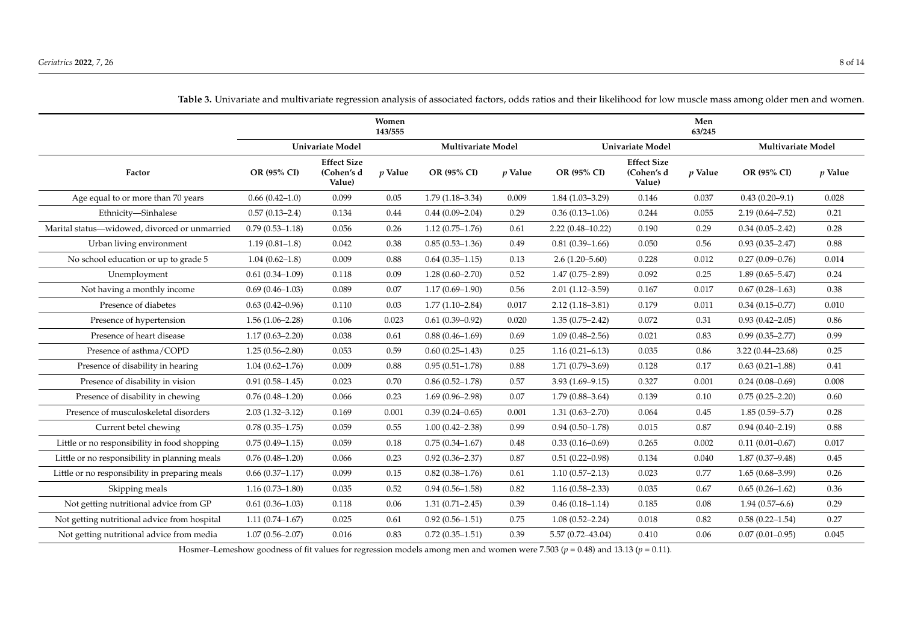**Table 3.** Univariate and multivariate regression analysis of associated factors, odds ratios and their likelihood for low muscle mass among older men and women.

| | Women 143/555 | | | | | Men 63/245 | | | | |
|---|---|---|---|---|---|---|---|---|---|---|
| | Univariate Model | | | Multivariate Model | | Univariate Model | | | Multivariate Model | |
| **Factor** | **OR (95% CI)** | **Effect Size (Cohen's d Value)** | ***p* Value** | **OR (95% CI)** | ***p* Value** | **OR (95% CI)** | **Effect Size (Cohen's d Value)** | ***p* Value** | **OR (95% CI)** | ***p* Value** |
| Age equal to or more than 70 years | 0.66 (0.42–1.0) | 0.099 | 0.05 | 1.79 (1.18–3.34) | 0.009 | 1.84 (1.03–3.29) | 0.146 | 0.037 | 0.43 (0.20–9.1) | 0.028 |
| Ethnicity—Sinhalese | 0.57 (0.13–2.4) | 0.134 | 0.44 | 0.44 (0.09–2.04) | 0.29 | 0.36 (0.13–1.06) | 0.244 | 0.055 | 2.19 (0.64–7.52) | 0.21 |
| Marital status—widowed, divorced or unmarried | 0.79 (0.53–1.18) | 0.056 | 0.26 | 1.12 (0.75–1.76) | 0.61 | 2.22 (0.48–10.22) | 0.190 | 0.29 | 0.34 (0.05–2.42) | 0.28 |
| Urban living environment | 1.19 (0.81–1.8) | 0.042 | 0.38 | 0.85 (0.53–1.36) | 0.49 | 0.81 (0.39–1.66) | 0.050 | 0.56 | 0.93 (0.35–2.47) | 0.88 |
| No school education or up to grade 5 | 1.04 (0.62–1.8) | 0.009 | 0.88 | 0.64 (0.35–1.15) | 0.13 | 2.6 (1.20–5.60) | 0.228 | 0.012 | 0.27 (0.09–0.76) | 0.014 |
| Unemployment | 0.61 (0.34–1.09) | 0.118 | 0.09 | 1.28 (0.60–2.70) | 0.52 | 1.47 (0.75–2.89) | 0.092 | 0.25 | 1.89 (0.65–5.47) | 0.24 |
| Not having a monthly income | 0.69 (0.46–1.03) | 0.089 | 0.07 | 1.17 (0.69–1.90) | 0.56 | 2.01 (1.12–3.59) | 0.167 | 0.017 | 0.67 (0.28–1.63) | 0.38 |
| Presence of diabetes | 0.63 (0.42–0.96) | 0.110 | 0.03 | 1.77 (1.10–2.84) | 0.017 | 2.12 (1.18–3.81) | 0.179 | 0.011 | 0.34 (0.15–0.77) | 0.010 |
| Presence of hypertension | 1.56 (1.06–2.28) | 0.106 | 0.023 | 0.61 (0.39–0.92) | 0.020 | 1.35 (0.75–2.42) | 0.072 | 0.31 | 0.93 (0.42–2.05) | 0.86 |
| Presence of heart disease | 1.17 (0.63–2.20) | 0.038 | 0.61 | 0.88 (0.46–1.69) | 0.69 | 1.09 (0.48–2.56) | 0.021 | 0.83 | 0.99 (0.35–2.77) | 0.99 |
| Presence of asthma/COPD | 1.25 (0.56–2.80) | 0.053 | 0.59 | 0.60 (0.25–1.43) | 0.25 | 1.16 (0.21–6.13) | 0.035 | 0.86 | 3.22 (0.44–23.68) | 0.25 |
| Presence of disability in hearing | 1.04 (0.62–1.76) | 0.009 | 0.88 | 0.95 (0.51–1.78) | 0.88 | 1.71 (0.79–3.69) | 0.128 | 0.17 | 0.63 (0.21–1.88) | 0.41 |
| Presence of disability in vision | 0.91 (0.58–1.45) | 0.023 | 0.70 | 0.86 (0.52–1.78) | 0.57 | 3.93 (1.69–9.15) | 0.327 | 0.001 | 0.24 (0.08–0.69) | 0.008 |
| Presence of disability in chewing | 0.76 (0.48–1.20) | 0.066 | 0.23 | 1.69 (0.96–2.98) | 0.07 | 1.79 (0.88–3.64) | 0.139 | 0.10 | 0.75 (0.25–2.20) | 0.60 |
| Presence of musculoskeletal disorders | 2.03 (1.32–3.12) | 0.169 | 0.001 | 0.39 (0.24–0.65) | 0.001 | 1.31 (0.63–2.70) | 0.064 | 0.45 | 1.85 (0.59–5.7) | 0.28 |
| Current betel chewing | 0.78 (0.35–1.75) | 0.059 | 0.55 | 1.00 (0.42–2.38) | 0.99 | 0.94 (0.50–1.78) | 0.015 | 0.87 | 0.94 (0.40–2.19) | 0.88 |
| Little or no responsibility in food shopping | 0.75 (0.49–1.15) | 0.059 | 0.18 | 0.75 (0.34–1.67) | 0.48 | 0.33 (0.16–0.69) | 0.265 | 0.002 | 0.11 (0.01–0.67) | 0.017 |
| Little or no responsibility in planning meals | 0.76 (0.48–1.20) | 0.066 | 0.23 | 0.92 (0.36–2.37) | 0.87 | 0.51 (0.22–0.98) | 0.134 | 0.040 | 1.87 (0.37–9.48) | 0.45 |
| Little or no responsibility in preparing meals | 0.66 (0.37–1.17) | 0.099 | 0.15 | 0.82 (0.38–1.76) | 0.61 | 1.10 (0.57–2.13) | 0.023 | 0.77 | 1.65 (0.68–3.99) | 0.26 |
| Skipping meals | 1.16 (0.73–1.80) | 0.035 | 0.52 | 0.94 (0.56–1.58) | 0.82 | 1.16 (0.58–2.33) | 0.035 | 0.67 | 0.65 (0.26–1.62) | 0.36 |
| Not getting nutritional advice from GP | 0.61 (0.36–1.03) | 0.118 | 0.06 | 1.31 (0.71–2.45) | 0.39 | 0.46 (0.18–1.14) | 0.185 | 0.08 | 1.94 (0.57–6.6) | 0.29 |
| Not getting nutritional advice from hospital | 1.11 (0.74–1.67) | 0.025 | 0.61 | 0.92 (0.56–1.51) | 0.75 | 1.08 (0.52–2.24) | 0.018 | 0.82 | 0.58 (0.22–1.54) | 0.27 |
| Not getting nutritional advice from media | 1.07 (0.56–2.07) | 0.016 | 0.83 | 0.72 (0.35–1.51) | 0.39 | 5.57 (0.72–43.04) | 0.410 | 0.06 | 0.07 (0.01–0.95) | 0.045 |

Hosmer–Lemeshow goodness of fit values for regression models among men and women were 7.503 ($p = 0.48$) and 13.13 ($p = 0.11$).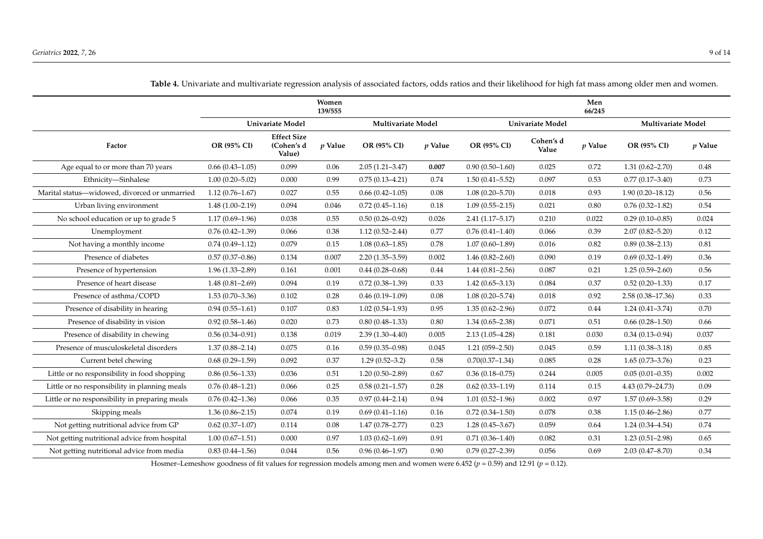**Table 4.** Univariate and multivariate regression analysis of associated factors, odds ratios and their likelihood for high fat mass among older men and women.

| | Women 139/555 | | | | | Men 66/245 | | | | |
|---|---|---|---|---|---|---|---|---|---|---|
| | Univariate Model | | | Multivariate Model | | Univariate Model | | | Multivariate Model | |
| Factor | OR (95% CI) | Effect Size (Cohen's d Value) | *p* Value | OR (95% CI) | *p* Value | OR (95% CI) | Cohen's d Value | *p* Value | OR (95% CI) | *p* Value |
| Age equal to or more than 70 years | 0.66 (0.43–1.05) | 0.099 | 0.06 | 2.05 (1.21–3.47) | **0.007** | 0.90 (0.50–1.60) | 0.025 | 0.72 | 1.31 (0.62–2.70) | 0.48 |
| Ethnicity—Sinhalese | 1.00 (0.20–5.02) | 0.000 | 0.99 | 0.75 (0.13–4.21) | 0.74 | 1.50 (0.41–5.52) | 0.097 | 0.53 | 0.77 (0.17–3.40) | 0.73 |
| Marital status—widowed, divorced or unmarried | 1.12 (0.76–1.67) | 0.027 | 0.55 | 0.66 (0.42–1.05) | 0.08 | 1.08 (0.20–5.70) | 0.018 | 0.93 | 1.90 (0.20–18.12) | 0.56 |
| Urban living environment | 1.48 (1.00–2.19) | 0.094 | 0.046 | 0.72 (0.45–1.16) | 0.18 | 1.09 (0.55–2.15) | 0.021 | 0.80 | 0.76 (0.32–1.82) | 0.54 |
| No school education or up to grade 5 | 1.17 (0.69–1.96) | 0.038 | 0.55 | 0.50 (0.26–0.92) | 0.026 | 2.41 (1.17–5.17) | 0.210 | 0.022 | 0.29 (0.10–0.85) | 0.024 |
| Unemployment | 0.76 (0.42–1.39) | 0.066 | 0.38 | 1.12 (0.52–2.44) | 0.77 | 0.76 (0.41–1.40) | 0.066 | 0.39 | 2.07 (0.82–5.20) | 0.12 |
| Not having a monthly income | 0.74 (0.49–1.12) | 0.079 | 0.15 | 1.08 (0.63–1.85) | 0.78 | 1.07 (0.60–1.89) | 0.016 | 0.82 | 0.89 (0.38–2.13) | 0.81 |
| Presence of diabetes | 0.57 (0.37–0.86) | 0.134 | 0.007 | 2.20 (1.35–3.59) | 0.002 | 1.46 (0.82–2.60) | 0.090 | 0.19 | 0.69 (0.32–1.49) | 0.36 |
| Presence of hypertension | 1.96 (1.33–2.89) | 0.161 | 0.001 | 0.44 (0.28–0.68) | 0.44 | 1.44 (0.81–2.56) | 0.087 | 0.21 | 1.25 (0.59–2.60) | 0.56 |
| Presence of heart disease | 1.48 (0.81–2.69) | 0.094 | 0.19 | 0.72 (0.38–1.39) | 0.33 | 1.42 (0.65–3.13) | 0.084 | 0.37 | 0.52 (0.20–1.33) | 0.17 |
| Presence of asthma/COPD | 1.53 (0.70–3.36) | 0.102 | 0.28 | 0.46 (0.19–1.09) | 0.08 | 1.08 (0.20–5.74) | 0.018 | 0.92 | 2.58 (0.38–17.36) | 0.33 |
| Presence of disability in hearing | 0.94 (0.55–1.61) | 0.107 | 0.83 | 1.02 (0.54–1.93) | 0.95 | 1.35 (0.62–2.96) | 0.072 | 0.44 | 1.24 (0.41–3.74) | 0.70 |
| Presence of disability in vision | 0.92 (0.58–1.46) | 0.020 | 0.73 | 0.80 (0.48–1.33) | 0.80 | 1.34 (0.65–2.38) | 0.071 | 0.51 | 0.66 (0.28–1.50) | 0.66 |
| Presence of disability in chewing | 0.56 (0.34–0.91) | 0.138 | 0.019 | 2.39 (1.30–4.40) | 0.005 | 2.13 (1.05–4.28) | 0.181 | 0.030 | 0.34 (0.13–0.94) | 0.037 |
| Presence of musculoskeletal disorders | 1.37 (0.88–2.14) | 0.075 | 0.16 | 0.59 (0.35–0.98) | 0.045 | 1.21 (059–2.50) | 0.045 | 0.59 | 1.11 (0.38–3.18) | 0.85 |
| Current betel chewing | 0.68 (0.29–1.59) | 0.092 | 0.37 | 1.29 (0.52–3.2) | 0.58 | 0.70(0.37–1.34) | 0.085 | 0.28 | 1.65 (0.73–3.76) | 0.23 |
| Little or no responsibility in food shopping | 0.86 (0.56–1.33) | 0.036 | 0.51 | 1.20 (0.50–2.89) | 0.67 | 0.36 (0.18–0.75) | 0.244 | 0.005 | 0.05 (0.01–0.35) | 0.002 |
| Little or no responsibility in planning meals | 0.76 (0.48–1.21) | 0.066 | 0.25 | 0.58 (0.21–1.57) | 0.28 | 0.62 (0.33–1.19) | 0.114 | 0.15 | 4.43 (0.79–24.73) | 0.09 |
| Little or no responsibility in preparing meals | 0.76 (0.42–1.36) | 0.066 | 0.35 | 0.97 (0.44–2.14) | 0.94 | 1.01 (0.52–1.96) | 0.002 | 0.97 | 1.57 (0.69–3.58) | 0.29 |
| Skipping meals | 1.36 (0.86–2.15) | 0.074 | 0.19 | 0.69 (0.41–1.16) | 0.16 | 0.72 (0.34–1.50) | 0.078 | 0.38 | 1.15 (0.46–2.86) | 0.77 |
| Not getting nutritional advice from GP | 0.62 (0.37–1.07) | 0.114 | 0.08 | 1.47 (0.78–2.77) | 0.23 | 1.28 (0.45–3.67) | 0.059 | 0.64 | 1.24 (0.34–4.54) | 0.74 |
| Not getting nutritional advice from hospital | 1.00 (0.67–1.51) | 0.000 | 0.97 | 1.03 (0.62–1.69) | 0.91 | 0.71 (0.36–1.40) | 0.082 | 0.31 | 1.23 (0.51–2.98) | 0.65 |
| Not getting nutritional advice from media | 0.83 (0.44–1.56) | 0.044 | 0.56 | 0.96 (0.46–1.97) | 0.90 | 0.79 (0.27–2.39) | 0.056 | 0.69 | 2.03 (0.47–8.70) | 0.34 |

Hosmer–Lemeshow goodness of fit values for regression models among men and women were 6.452 ($p = 0.59$) and 12.91 ($p = 0.12$).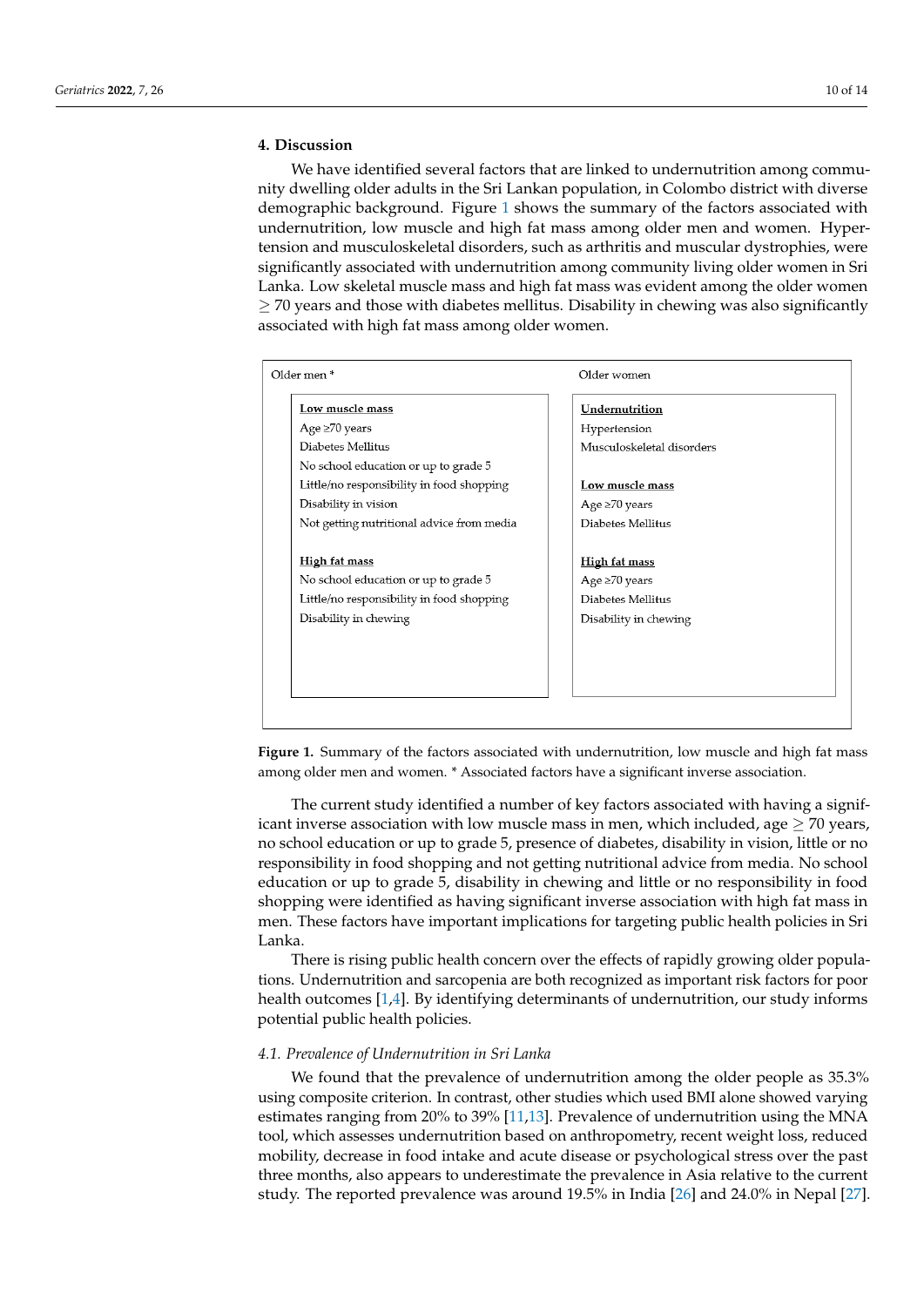## 4. Discussion

We have identified several factors that are linked to undernutrition among community dwelling older adults in the Sri Lankan population, in Colombo district with diverse demographic background. Figure 1 shows the summary of the factors associated with undernutrition, low muscle and high fat mass among older men and women. Hypertension and musculoskeletal disorders, such as arthritis and muscular dystrophies, were significantly associated with undernutrition among community living older women in Sri Lanka. Low skeletal muscle mass and high fat mass was evident among the older women $\geq$ 70 years and those with diabetes mellitus. Disability in chewing was also significantly associated with high fat mass among older women.

Older men *

**Low muscle mass**
Age ≥70 years
Diabetes Mellitus
No school education or up to grade 5
Little/no responsibility in food shopping
Disability in vision
Not getting nutritional advice from media

**High fat mass**
No school education or up to grade 5
Little/no responsibility in food shopping
Disability in chewing

Older women

**Undernutrition**
Hypertension
Musculoskeletal disorders

**Low muscle mass**
Age ≥70 years
Diabetes Mellitus

**High fat mass**
Age ≥70 years
Diabetes Mellitus
Disability in chewing

**Figure 1.** Summary of the factors associated with undernutrition, low muscle and high fat mass among older men and women. * Associated factors have a significant inverse association.

The current study identified a number of key factors associated with having a significant inverse association with low muscle mass in men, which included, age $\geq$ 70 years, no school education or up to grade 5, presence of diabetes, disability in vision, little or no responsibility in food shopping and not getting nutritional advice from media. No school education or up to grade 5, disability in chewing and little or no responsibility in food shopping were identified as having significant inverse association with high fat mass in men. These factors have important implications for targeting public health policies in Sri Lanka.

There is rising public health concern over the effects of rapidly growing older populations. Undernutrition and sarcopenia are both recognized as important risk factors for poor health outcomes [1,4]. By identifying determinants of undernutrition, our study informs potential public health policies.

### 4.1. Prevalence of Undernutrition in Sri Lanka

We found that the prevalence of undernutrition among the older people as 35.3% using composite criterion. In contrast, other studies which used BMI alone showed varying estimates ranging from 20% to 39% [11,13]. Prevalence of undernutrition using the MNA tool, which assesses undernutrition based on anthropometry, recent weight loss, reduced mobility, decrease in food intake and acute disease or psychological stress over the past three months, also appears to underestimate the prevalence in Asia relative to the current study. The reported prevalence was around 19.5% in India [26] and 24.0% in Nepal [27].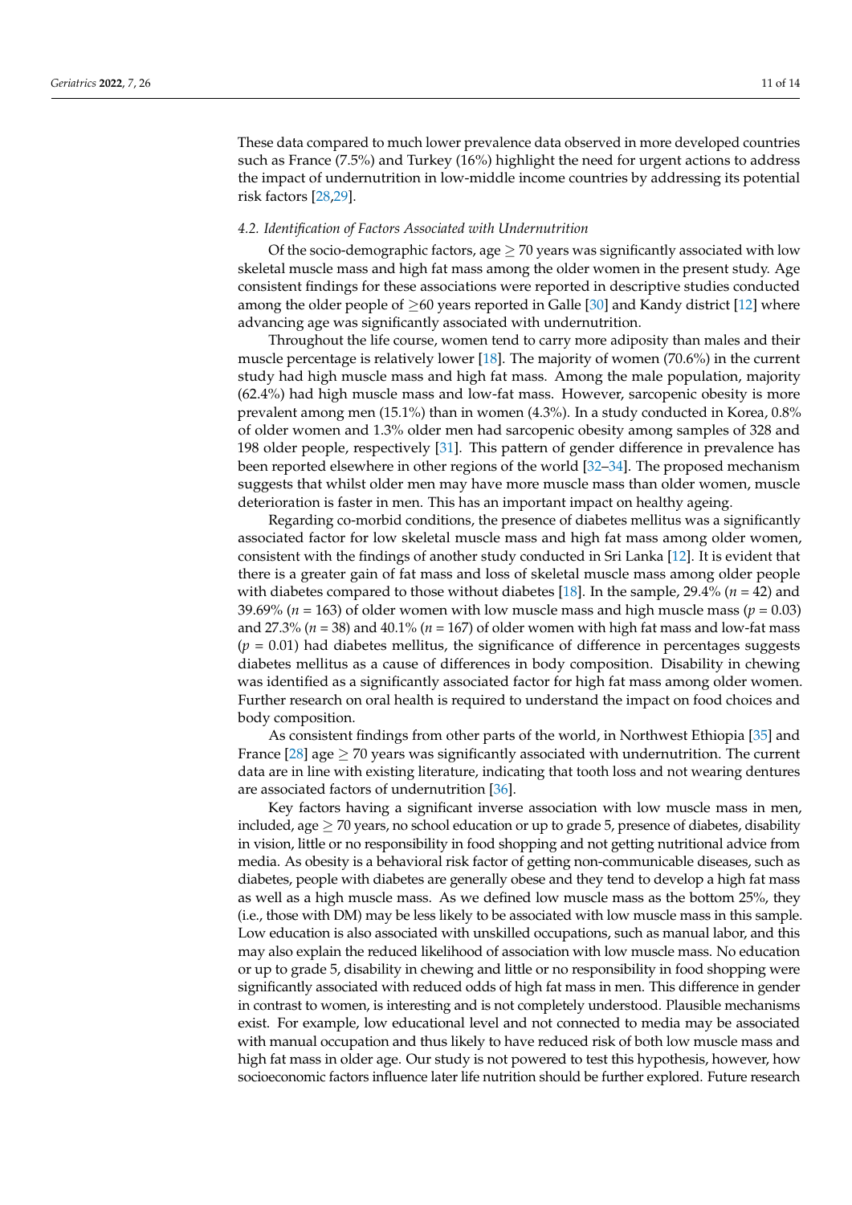These data compared to much lower prevalence data observed in more developed countries such as France (7.5%) and Turkey (16%) highlight the need for urgent actions to address the impact of undernutrition in low-middle income countries by addressing its potential risk factors [28,29].

### *4.2. Identification of Factors Associated with Undernutrition*

Of the socio-demographic factors, age $\geq$ 70 years was significantly associated with low skeletal muscle mass and high fat mass among the older women in the present study. Age consistent findings for these associations were reported in descriptive studies conducted among the older people of $\geq$60 years reported in Galle [30] and Kandy district [12] where advancing age was significantly associated with undernutrition.

Throughout the life course, women tend to carry more adiposity than males and their muscle percentage is relatively lower [18]. The majority of women (70.6%) in the current study had high muscle mass and high fat mass. Among the male population, majority (62.4%) had high muscle mass and low-fat mass. However, sarcopenic obesity is more prevalent among men (15.1%) than in women (4.3%). In a study conducted in Korea, 0.8% of older women and 1.3% older men had sarcopenic obesity among samples of 328 and 198 older people, respectively [31]. This pattern of gender difference in prevalence has been reported elsewhere in other regions of the world [32–34]. The proposed mechanism suggests that whilst older men may have more muscle mass than older women, muscle deterioration is faster in men. This has an important impact on healthy ageing.

Regarding co-morbid conditions, the presence of diabetes mellitus was a significantly associated factor for low skeletal muscle mass and high fat mass among older women, consistent with the findings of another study conducted in Sri Lanka [12]. It is evident that there is a greater gain of fat mass and loss of skeletal muscle mass among older people with diabetes compared to those without diabetes [18]. In the sample, 29.4% ($n$ = 42) and 39.69% ($n$ = 163) of older women with low muscle mass and high muscle mass ($p$ = 0.03) and 27.3% ($n$ = 38) and 40.1% ($n$ = 167) of older women with high fat mass and low-fat mass ($p$ = 0.01) had diabetes mellitus, the significance of difference in percentages suggests diabetes mellitus as a cause of differences in body composition. Disability in chewing was identified as a significantly associated factor for high fat mass among older women. Further research on oral health is required to understand the impact on food choices and body composition.

As consistent findings from other parts of the world, in Northwest Ethiopia [35] and France [28] age $\geq$ 70 years was significantly associated with undernutrition. The current data are in line with existing literature, indicating that tooth loss and not wearing dentures are associated factors of undernutrition [36].

Key factors having a significant inverse association with low muscle mass in men, included, age $\geq$ 70 years, no school education or up to grade 5, presence of diabetes, disability in vision, little or no responsibility in food shopping and not getting nutritional advice from media. As obesity is a behavioral risk factor of getting non-communicable diseases, such as diabetes, people with diabetes are generally obese and they tend to develop a high fat mass as well as a high muscle mass. As we defined low muscle mass as the bottom 25%, they (i.e., those with DM) may be less likely to be associated with low muscle mass in this sample. Low education is also associated with unskilled occupations, such as manual labor, and this may also explain the reduced likelihood of association with low muscle mass. No education or up to grade 5, disability in chewing and little or no responsibility in food shopping were significantly associated with reduced odds of high fat mass in men. This difference in gender in contrast to women, is interesting and is not completely understood. Plausible mechanisms exist. For example, low educational level and not connected to media may be associated with manual occupation and thus likely to have reduced risk of both low muscle mass and high fat mass in older age. Our study is not powered to test this hypothesis, however, how socioeconomic factors influence later life nutrition should be further explored. Future research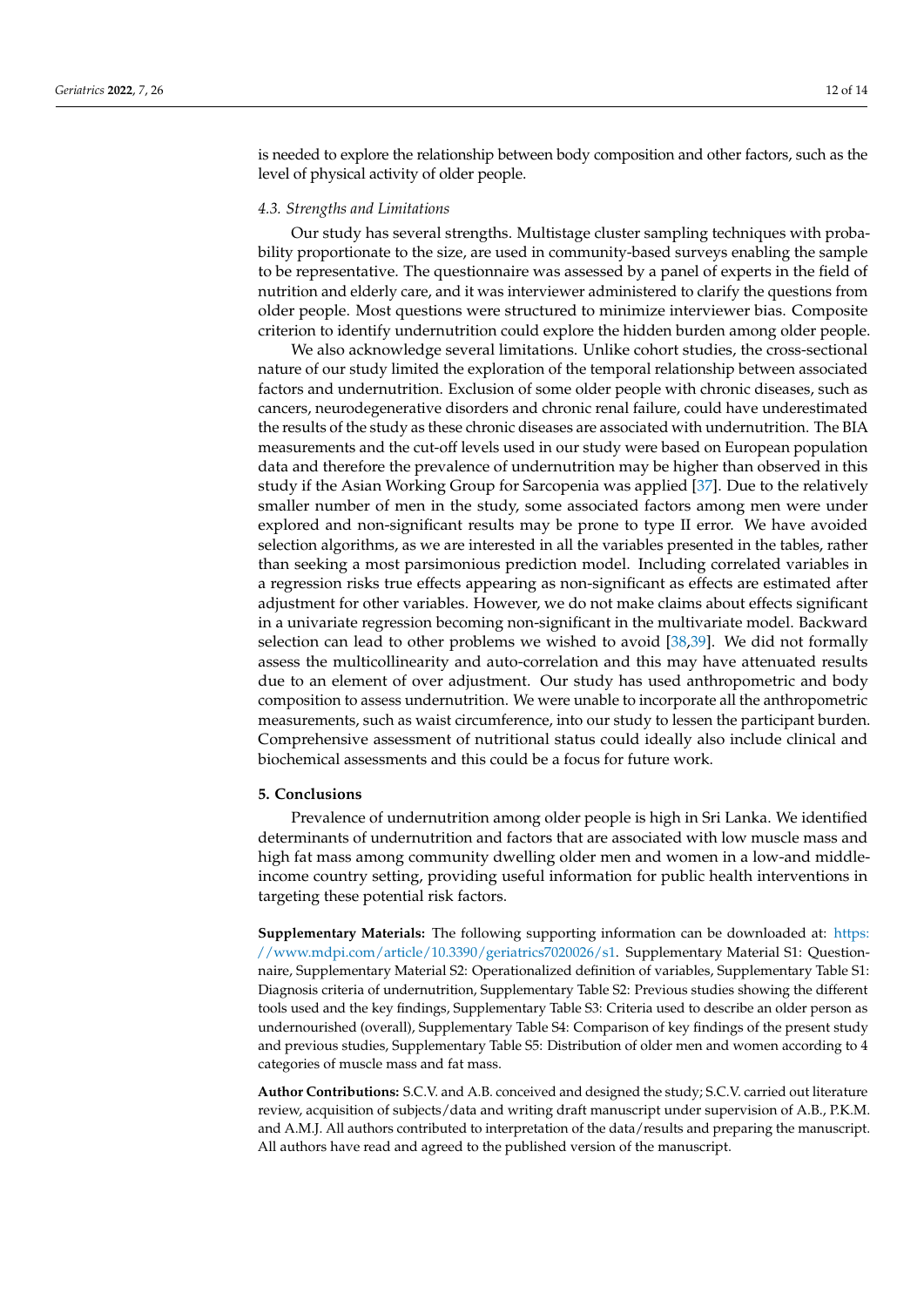is needed to explore the relationship between body composition and other factors, such as the level of physical activity of older people.

### *4.3. Strengths and Limitations*

Our study has several strengths. Multistage cluster sampling techniques with probability proportionate to the size, are used in community-based surveys enabling the sample to be representative. The questionnaire was assessed by a panel of experts in the field of nutrition and elderly care, and it was interviewer administered to clarify the questions from older people. Most questions were structured to minimize interviewer bias. Composite criterion to identify undernutrition could explore the hidden burden among older people.

We also acknowledge several limitations. Unlike cohort studies, the cross-sectional nature of our study limited the exploration of the temporal relationship between associated factors and undernutrition. Exclusion of some older people with chronic diseases, such as cancers, neurodegenerative disorders and chronic renal failure, could have underestimated the results of the study as these chronic diseases are associated with undernutrition. The BIA measurements and the cut-off levels used in our study were based on European population data and therefore the prevalence of undernutrition may be higher than observed in this study if the Asian Working Group for Sarcopenia was applied [37]. Due to the relatively smaller number of men in the study, some associated factors among men were under explored and non-significant results may be prone to type II error. We have avoided selection algorithms, as we are interested in all the variables presented in the tables, rather than seeking a most parsimonious prediction model. Including correlated variables in a regression risks true effects appearing as non-significant as effects are estimated after adjustment for other variables. However, we do not make claims about effects significant in a univariate regression becoming non-significant in the multivariate model. Backward selection can lead to other problems we wished to avoid [38,39]. We did not formally assess the multicollinearity and auto-correlation and this may have attenuated results due to an element of over adjustment. Our study has used anthropometric and body composition to assess undernutrition. We were unable to incorporate all the anthropometric measurements, such as waist circumference, into our study to lessen the participant burden. Comprehensive assessment of nutritional status could ideally also include clinical and biochemical assessments and this could be a focus for future work.

## 5. Conclusions

Prevalence of undernutrition among older people is high in Sri Lanka. We identified determinants of undernutrition and factors that are associated with low muscle mass and high fat mass among community dwelling older men and women in a low-and middle-income country setting, providing useful information for public health interventions in targeting these potential risk factors.

**Supplementary Materials:** The following supporting information can be downloaded at: https://www.mdpi.com/article/10.3390/geriatrics7020026/s1. Supplementary Material S1: Questionnaire, Supplementary Material S2: Operationalized definition of variables, Supplementary Table S1: Diagnosis criteria of undernutrition, Supplementary Table S2: Previous studies showing the different tools used and the key findings, Supplementary Table S3: Criteria used to describe an older person as undernourished (overall), Supplementary Table S4: Comparison of key findings of the present study and previous studies, Supplementary Table S5: Distribution of older men and women according to 4 categories of muscle mass and fat mass.

**Author Contributions:** S.C.V. and A.B. conceived and designed the study; S.C.V. carried out literature review, acquisition of subjects/data and writing draft manuscript under supervision of A.B., P.K.M. and A.M.J. All authors contributed to interpretation of the data/results and preparing the manuscript. All authors have read and agreed to the published version of the manuscript.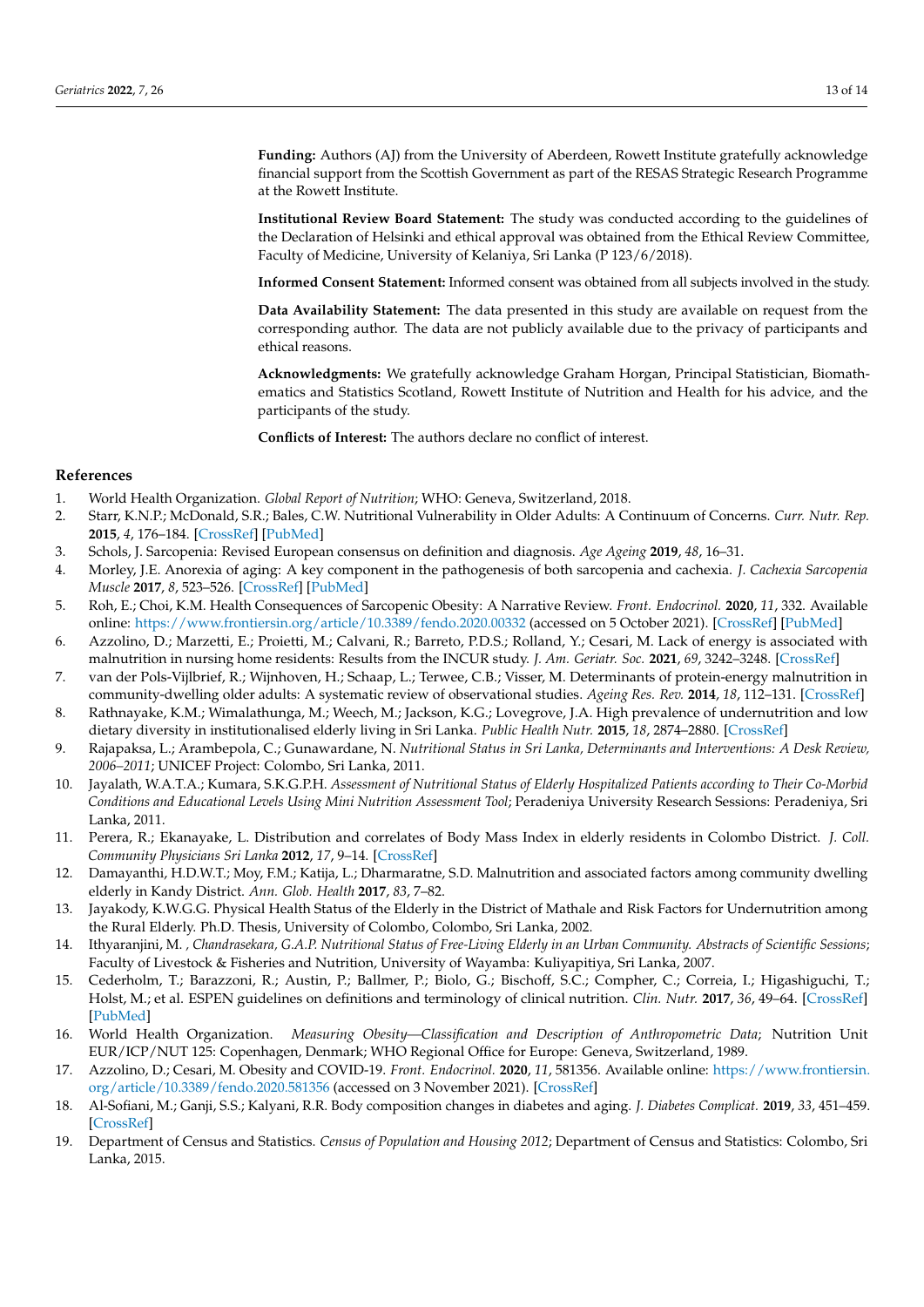**Funding:** Authors (AJ) from the University of Aberdeen, Rowett Institute gratefully acknowledge financial support from the Scottish Government as part of the RESAS Strategic Research Programme at the Rowett Institute.

**Institutional Review Board Statement:** The study was conducted according to the guidelines of the Declaration of Helsinki and ethical approval was obtained from the Ethical Review Committee, Faculty of Medicine, University of Kelaniya, Sri Lanka (P 123/6/2018).

**Informed Consent Statement:** Informed consent was obtained from all subjects involved in the study.

**Data Availability Statement:** The data presented in this study are available on request from the corresponding author. The data are not publicly available due to the privacy of participants and ethical reasons.

**Acknowledgments:** We gratefully acknowledge Graham Horgan, Principal Statistician, Biomathematics and Statistics Scotland, Rowett Institute of Nutrition and Health for his advice, and the participants of the study.

**Conflicts of Interest:** The authors declare no conflict of interest.

## References

1. World Health Organization. *Global Report of Nutrition*; WHO: Geneva, Switzerland, 2018.
2. Starr, K.N.P.; McDonald, S.R.; Bales, C.W. Nutritional Vulnerability in Older Adults: A Continuum of Concerns. *Curr. Nutr. Rep.* **2015**, *4*, 176–184. [CrossRef] [PubMed]
3. Schols, J. Sarcopenia: Revised European consensus on definition and diagnosis. *Age Ageing* **2019**, *48*, 16–31.
4. Morley, J.E. Anorexia of aging: A key component in the pathogenesis of both sarcopenia and cachexia. *J. Cachexia Sarcopenia Muscle* **2017**, *8*, 523–526. [CrossRef] [PubMed]
5. Roh, E.; Choi, K.M. Health Consequences of Sarcopenic Obesity: A Narrative Review. *Front. Endocrinol.* **2020**, *11*, 332. Available online: https://www.frontiersin.org/article/10.3389/fendo.2020.00332 (accessed on 5 October 2021). [CrossRef] [PubMed]
6. Azzolino, D.; Marzetti, E.; Proietti, M.; Calvani, R.; Barreto, P.D.S.; Rolland, Y.; Cesari, M. Lack of energy is associated with malnutrition in nursing home residents: Results from the INCUR study. *J. Am. Geriatr. Soc.* **2021**, *69*, 3242–3248. [CrossRef]
7. van der Pols-Vijlbrief, R.; Wijnhoven, H.; Schaap, L.; Terwee, C.B.; Visser, M. Determinants of protein-energy malnutrition in community-dwelling older adults: A systematic review of observational studies. *Ageing Res. Rev.* **2014**, *18*, 112–131. [CrossRef]
8. Rathnayake, K.M.; Wimalathunga, M.; Weech, M.; Jackson, K.G.; Lovegrove, J.A. High prevalence of undernutrition and low dietary diversity in institutionalised elderly living in Sri Lanka. *Public Health Nutr.* **2015**, *18*, 2874–2880. [CrossRef]
9. Rajapaksa, L.; Arambepola, C.; Gunawardane, N. *Nutritional Status in Sri Lanka, Determinants and Interventions: A Desk Review, 2006–2011*; UNICEF Project: Colombo, Sri Lanka, 2011.
10. Jayalath, W.A.T.A.; Kumara, S.K.G.P.H. *Assessment of Nutritional Status of Elderly Hospitalized Patients according to Their Co-Morbid Conditions and Educational Levels Using Mini Nutrition Assessment Tool*; Peradeniya University Research Sessions: Peradeniya, Sri Lanka, 2011.
11. Perera, R.; Ekanayake, L. Distribution and correlates of Body Mass Index in elderly residents in Colombo District. *J. Coll. Community Physicians Sri Lanka* **2012**, *17*, 9–14. [CrossRef]
12. Damayanthi, H.D.W.T.; Moy, F.M.; Katija, L.; Dharmaratne, S.D. Malnutrition and associated factors among community dwelling elderly in Kandy District. *Ann. Glob. Health* **2017**, *83*, 7–82.
13. Jayakody, K.W.G.G. Physical Health Status of the Elderly in the District of Mathale and Risk Factors for Undernutrition among the Rural Elderly. Ph.D. Thesis, University of Colombo, Colombo, Sri Lanka, 2002.
14. Ithyaranjini, M. *, Chandrasekara, G.A.P. Nutritional Status of Free-Living Elderly in an Urban Community. Abstracts of Scientific Sessions*; Faculty of Livestock & Fisheries and Nutrition, University of Wayamba: Kuliyapitiya, Sri Lanka, 2007.
15. Cederholm, T.; Barazzoni, R.; Austin, P.; Ballmer, P.; Biolo, G.; Bischoff, S.C.; Compher, C.; Correia, I.; Higashiguchi, T.; Holst, M.; et al. ESPEN guidelines on definitions and terminology of clinical nutrition. *Clin. Nutr.* **2017**, *36*, 49–64. [CrossRef] [PubMed]
16. World Health Organization. *Measuring Obesity—Classification and Description of Anthropometric Data*; Nutrition Unit EUR/ICP/NUT 125: Copenhagen, Denmark; WHO Regional Office for Europe: Geneva, Switzerland, 1989.
17. Azzolino, D.; Cesari, M. Obesity and COVID-19. *Front. Endocrinol.* **2020**, *11*, 581356. Available online: https://www.frontiersin.org/article/10.3389/fendo.2020.581356 (accessed on 3 November 2021). [CrossRef]
18. Al-Sofiani, M.; Ganji, S.S.; Kalyani, R.R. Body composition changes in diabetes and aging. *J. Diabetes Complicat.* **2019**, *33*, 451–459. [CrossRef]
19. Department of Census and Statistics. *Census of Population and Housing 2012*; Department of Census and Statistics: Colombo, Sri Lanka, 2015.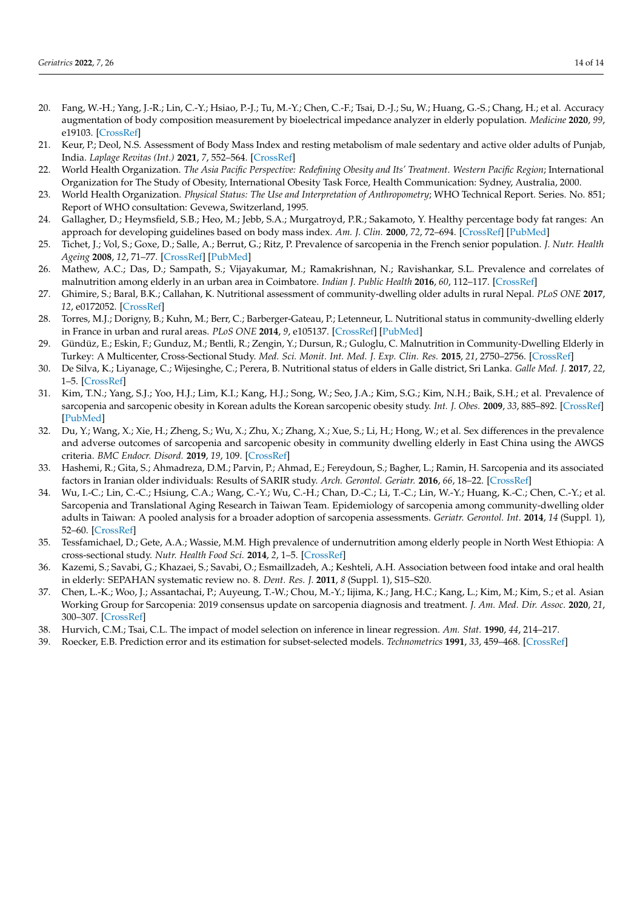20. Fang, W.-H.; Yang, J.-R.; Lin, C.-Y.; Hsiao, P.-J.; Tu, M.-Y.; Chen, C.-F.; Tsai, D.-J.; Su, W.; Huang, G.-S.; Chang, H.; et al. Accuracy augmentation of body composition measurement by bioelectrical impedance analyzer in elderly population. *Medicine* **2020**, *99*, e19103. [CrossRef]
21. Keur, P.; Deol, N.S. Assessment of Body Mass Index and resting metabolism of male sedentary and active older adults of Punjab, India. *Laplage Revitas (Int.)* **2021**, *7*, 552–564. [CrossRef]
22. World Health Organization. *The Asia Pacific Perspective: Redefining Obesity and Its' Treatment. Western Pacific Region*; International Organization for The Study of Obesity, International Obesity Task Force, Health Communication: Sydney, Australia, 2000.
23. World Health Organization. *Physical Status: The Use and Interpretation of Anthropometry*; WHO Technical Report. Series. No. 851; Report of WHO consultation: Gevewa, Switzerland, 1995.
24. Gallagher, D.; Heymsfield, S.B.; Heo, M.; Jebb, S.A.; Murgatroyd, P.R.; Sakamoto, Y. Healthy percentage body fat ranges: An approach for developing guidelines based on body mass index. *Am. J. Clin.* **2000**, *72*, 72–694. [CrossRef] [PubMed]
25. Tichet, J.; Vol, S.; Goxe, D.; Salle, A.; Berrut, G.; Ritz, P. Prevalence of sarcopenia in the French senior population. *J. Nutr. Health Ageing* **2008**, *12*, 71–77. [CrossRef] [PubMed]
26. Mathew, A.C.; Das, D.; Sampath, S.; Vijayakumar, M.; Ramakrishnan, N.; Ravishankar, S.L. Prevalence and correlates of malnutrition among elderly in an urban area in Coimbatore. *Indian J. Public Health* **2016**, *60*, 112–117. [CrossRef]
27. Ghimire, S.; Baral, B.K.; Callahan, K. Nutritional assessment of community-dwelling older adults in rural Nepal. *PLoS ONE* **2017**, *12*, e0172052. [CrossRef]
28. Torres, M.J.; Dorigny, B.; Kuhn, M.; Berr, C.; Barberger-Gateau, P.; Letenneur, L. Nutritional status in community-dwelling elderly in France in urban and rural areas. *PLoS ONE* **2014**, *9*, e105137. [CrossRef] [PubMed]
29. Gündüz, E.; Eskin, F.; Gunduz, M.; Bentli, R.; Zengin, Y.; Dursun, R.; Guloglu, C. Malnutrition in Community-Dwelling Elderly in Turkey: A Multicenter, Cross-Sectional Study. *Med. Sci. Monit. Int. Med. J. Exp. Clin. Res.* **2015**, *21*, 2750–2756. [CrossRef]
30. De Silva, K.; Liyanage, C.; Wijesinghe, C.; Perera, B. Nutritional status of elders in Galle district, Sri Lanka. *Galle Med. J.* **2017**, *22*, 1–5. [CrossRef]
31. Kim, T.N.; Yang, S.J.; Yoo, H.J.; Lim, K.I.; Kang, H.J.; Song, W.; Seo, J.A.; Kim, S.G.; Kim, N.H.; Baik, S.H.; et al. Prevalence of sarcopenia and sarcopenic obesity in Korean adults the Korean sarcopenic obesity study. *Int. J. Obes.* **2009**, *33*, 885–892. [CrossRef] [PubMed]
32. Du, Y.; Wang, X.; Xie, H.; Zheng, S.; Wu, X.; Zhu, X.; Zhang, X.; Xue, S.; Li, H.; Hong, W.; et al. Sex differences in the prevalence and adverse outcomes of sarcopenia and sarcopenic obesity in community dwelling elderly in East China using the AWGS criteria. *BMC Endocr. Disord.* **2019**, *19*, 109. [CrossRef]
33. Hashemi, R.; Gita, S.; Ahmadreza, D.M.; Parvin, P.; Ahmad, E.; Fereydoun, S.; Bagher, L.; Ramin, H. Sarcopenia and its associated factors in Iranian older individuals: Results of SARIR study. *Arch. Gerontol. Geriatr.* **2016**, *66*, 18–22. [CrossRef]
34. Wu, I.-C.; Lin, C.-C.; Hsiung, C.A.; Wang, C.-Y.; Wu, C.-H.; Chan, D.-C.; Li, T.-C.; Lin, W.-Y.; Huang, K.-C.; Chen, C.-Y.; et al. Sarcopenia and Translational Aging Research in Taiwan Team. Epidemiology of sarcopenia among community-dwelling older adults in Taiwan: A pooled analysis for a broader adoption of sarcopenia assessments. *Geriatr. Gerontol. Int.* **2014**, *14* (Suppl. 1), 52–60. [CrossRef]
35. Tessfamichael, D.; Gete, A.A.; Wassie, M.M. High prevalence of undernutrition among elderly people in North West Ethiopia: A cross-sectional study. *Nutr. Health Food Sci.* **2014**, *2*, 1–5. [CrossRef]
36. Kazemi, S.; Savabi, G.; Khazaei, S.; Savabi, O.; Esmaillzadeh, A.; Keshteli, A.H. Association between food intake and oral health in elderly: SEPAHAN systematic review no. 8. *Dent. Res. J.* **2011**, *8* (Suppl. 1), S15–S20.
37. Chen, L.-K.; Woo, J.; Assantachai, P.; Auyeung, T.-W.; Chou, M.-Y.; Iijima, K.; Jang, H.C.; Kang, L.; Kim, M.; Kim, S.; et al. Asian Working Group for Sarcopenia: 2019 consensus update on sarcopenia diagnosis and treatment. *J. Am. Med. Dir. Assoc.* **2020**, *21*, 300–307. [CrossRef]
38. Hurvich, C.M.; Tsai, C.L. The impact of model selection on inference in linear regression. *Am. Stat.* **1990**, *44*, 214–217.
39. Roecker, E.B. Prediction error and its estimation for subset-selected models. *Technometrics* **1991**, *33*, 459–468. [CrossRef]